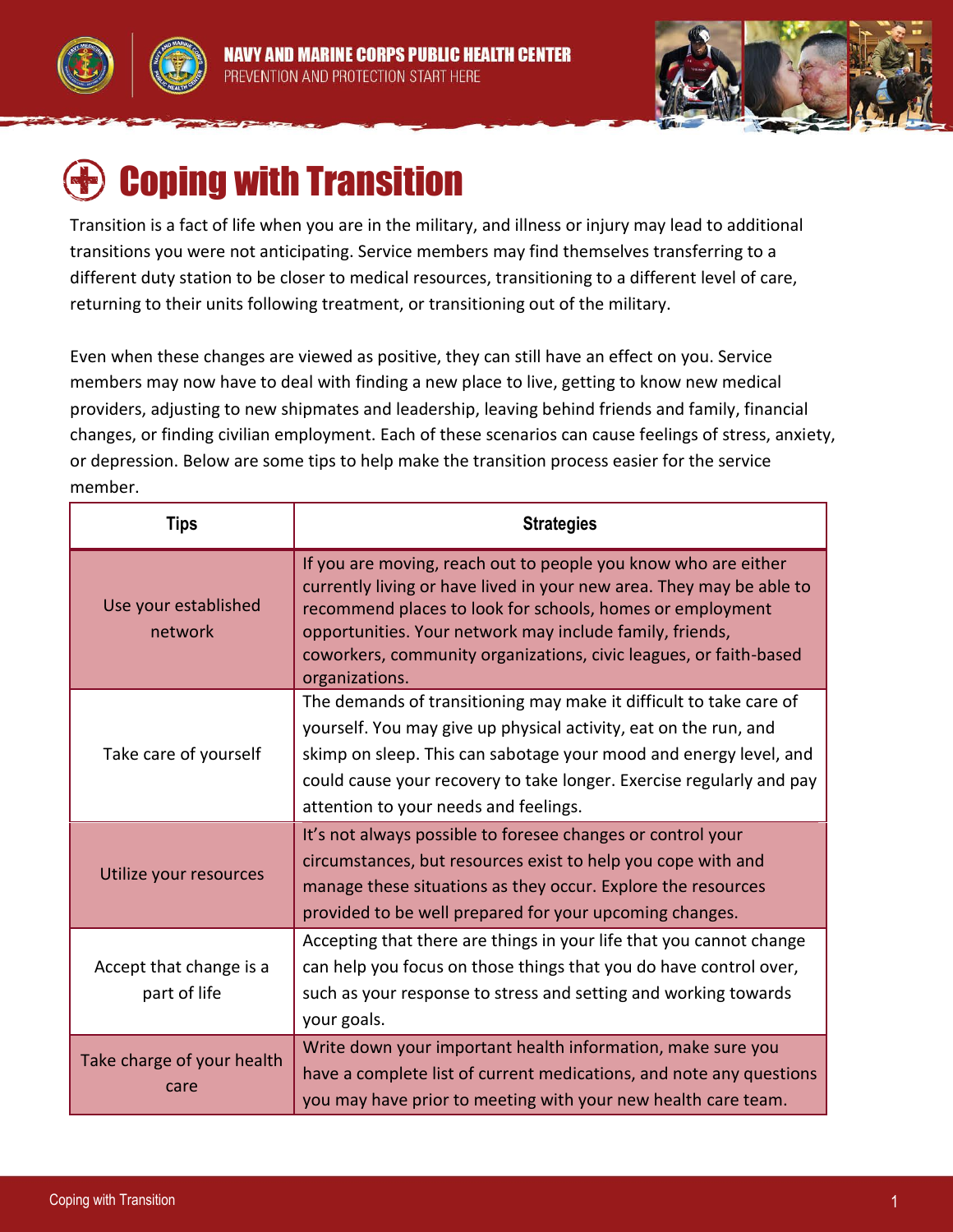# Coping with Transition

Transition is a fact of life when you are in the military, and illness or injury may lead to additional transitions you were not anticipating. Service members may find themselves transferring to a different duty station to be closer to medical resources, transitioning to a different level of care, returning to their units following treatment, or transitioning out of the military.

Even when these changes are viewed as positive, they can still have an effect on you. Service members may now have to deal with finding a new place to live, getting to know new medical providers, adjusting to new shipmates and leadership, leaving behind friends and family, financial changes, or finding civilian employment. Each of these scenarios can cause feelings of stress, anxiety, or depression. Below are some tips to help make the transition process easier for the service member.

| Tips | Strategies |
| --- | --- |
| Use your established network | If you are moving, reach out to people you know who are either currently living or have lived in your new area. They may be able to recommend places to look for schools, homes or employment opportunities. Your network may include family, friends, coworkers, community organizations, civic leagues, or faith-based organizations. |
| Take care of yourself | The demands of transitioning may make it difficult to take care of yourself. You may give up physical activity, eat on the run, and skimp on sleep. This can sabotage your mood and energy level, and could cause your recovery to take longer. Exercise regularly and pay attention to your needs and feelings. |
| Utilize your resources | It's not always possible to foresee changes or control your circumstances, but resources exist to help you cope with and manage these situations as they occur. Explore the resources provided to be well prepared for your upcoming changes. |
| Accept that change is a part of life | Accepting that there are things in your life that you cannot change can help you focus on those things that you do have control over, such as your response to stress and setting and working towards your goals. |
| Take charge of your health care | Write down your important health information, make sure you have a complete list of current medications, and note any questions you may have prior to meeting with your new health care team. |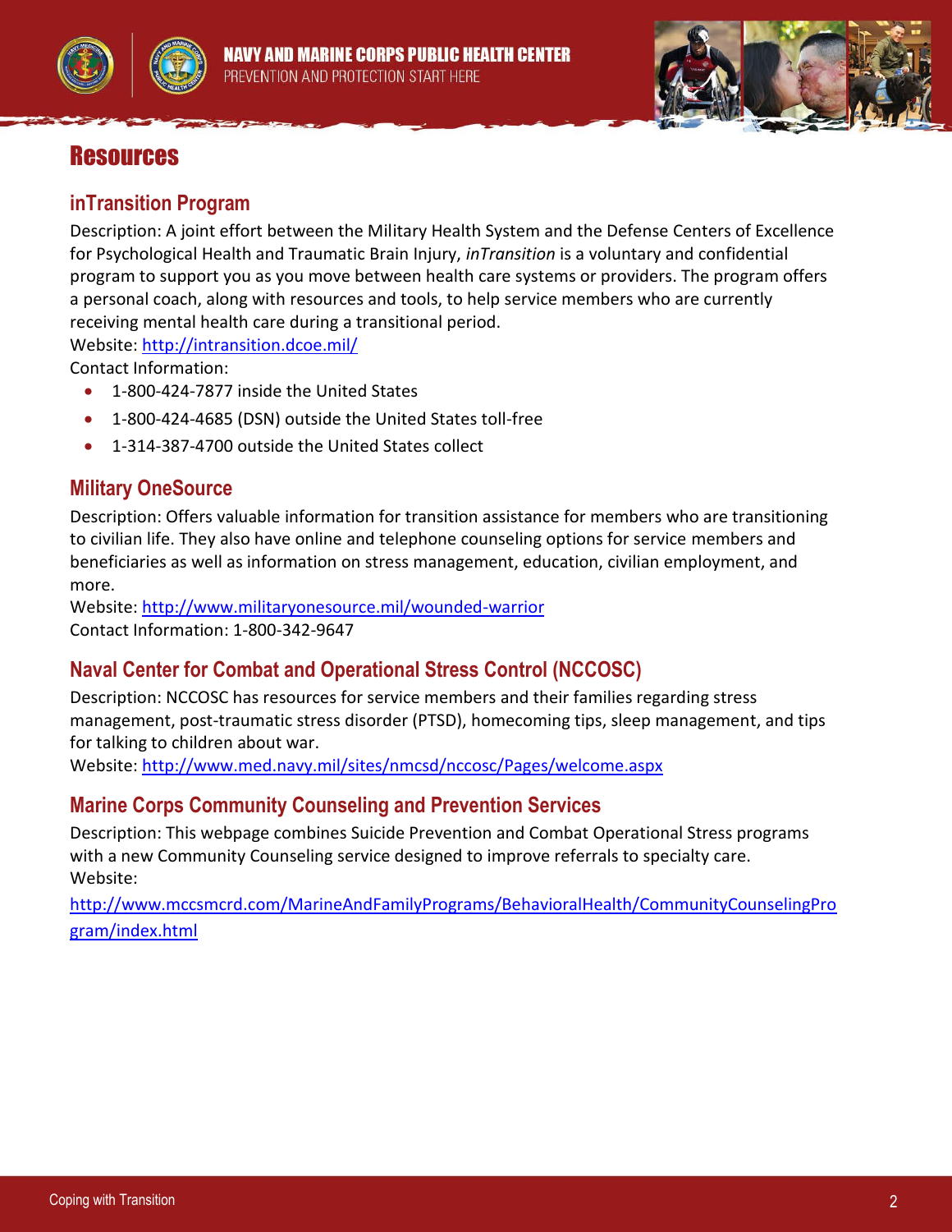# Resources

## inTransition Program

Description: A joint effort between the Military Health System and the Defense Centers of Excellence for Psychological Health and Traumatic Brain Injury, *inTransition* is a voluntary and confidential program to support you as you move between health care systems or providers. The program offers a personal coach, along with resources and tools, to help service members who are currently receiving mental health care during a transitional period.
Website: http://intransition.dcoe.mil/
Contact Information:

- 1-800-424-7877 inside the United States
- 1-800-424-4685 (DSN) outside the United States toll-free
- 1-314-387-4700 outside the United States collect

## Military OneSource

Description: Offers valuable information for transition assistance for members who are transitioning to civilian life. They also have online and telephone counseling options for service members and beneficiaries as well as information on stress management, education, civilian employment, and more.
Website: http://www.militaryonesource.mil/wounded-warrior
Contact Information: 1-800-342-9647

## Naval Center for Combat and Operational Stress Control (NCCOSC)

Description: NCCOSC has resources for service members and their families regarding stress management, post-traumatic stress disorder (PTSD), homecoming tips, sleep management, and tips for talking to children about war.
Website: http://www.med.navy.mil/sites/nmcsd/nccosc/Pages/welcome.aspx

## Marine Corps Community Counseling and Prevention Services

Description: This webpage combines Suicide Prevention and Combat Operational Stress programs with a new Community Counseling service designed to improve referrals to specialty care.
Website:
http://www.mccsmcrd.com/MarineAndFamilyPrograms/BehavioralHealth/CommunityCounselingProgram/index.html